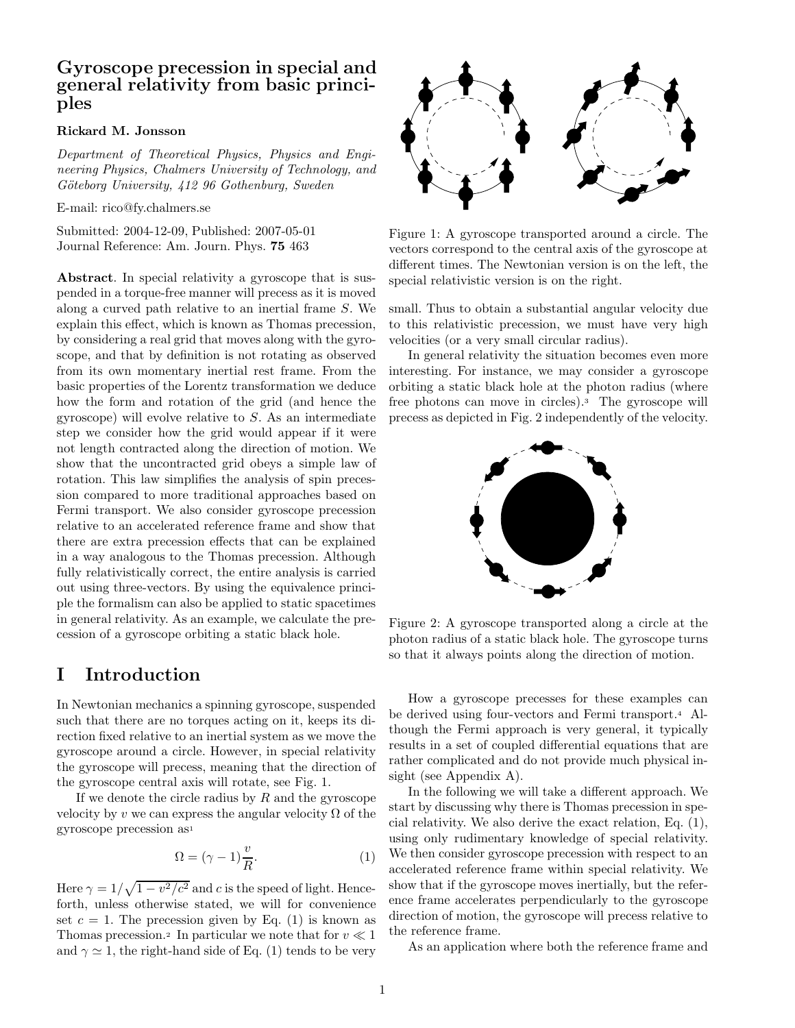# Gyroscope precession in special and general relativity from basic principles

**Rickard M. Jonsson**

*Department of Theoretical Physics, Physics and Engineering Physics, Chalmers University of Technology, and Göteborg University, 412 96 Gothenburg, Sweden*

E-mail: rico@fy.chalmers.se

Submitted: 2004-12-09, Published: 2007-05-01
Journal Reference: Am. Journ. Phys. **75** 463

**Abstract**. In special relativity a gyroscope that is suspended in a torque-free manner will precess as it is moved along a curved path relative to an inertial frame $S$. We explain this effect, which is known as Thomas precession, by considering a real grid that moves along with the gyroscope, and that by definition is not rotating as observed from its own momentary inertial rest frame. From the basic properties of the Lorentz transformation we deduce how the form and rotation of the grid (and hence the gyroscope) will evolve relative to $S$. As an intermediate step we consider how the grid would appear if it were not length contracted along the direction of motion. We show that the uncontracted grid obeys a simple law of rotation. This law simplifies the analysis of spin precession compared to more traditional approaches based on Fermi transport. We also consider gyroscope precession relative to an accelerated reference frame and show that there are extra precession effects that can be explained in a way analogous to the Thomas precession. Although fully relativistically correct, the entire analysis is carried out using three-vectors. By using the equivalence principle the formalism can also be applied to static spacetimes in general relativity. As an example, we calculate the precession of a gyroscope orbiting a static black hole.

## I Introduction

In Newtonian mechanics a spinning gyroscope, suspended such that there are no torques acting on it, keeps its direction fixed relative to an inertial system as we move the gyroscope around a circle. However, in special relativity the gyroscope will precess, meaning that the direction of the gyroscope central axis will rotate, see Fig. 1.

If we denote the circle radius by $R$ and the gyroscope velocity by $v$ we can express the angular velocity $\Omega$ of the gyroscope precession as[1]

$$\Omega = (\gamma - 1)\frac{v}{R}. \tag{1}$$

Here $\gamma = 1/\sqrt{1 - v^2/c^2}$ and $c$ is the speed of light. Henceforth, unless otherwise stated, we will for convenience set $c = 1$. The precession given by Eq. (1) is known as Thomas precession.[2] In particular we note that for $v \ll 1$ and $\gamma \simeq 1$, the right-hand side of Eq. (1) tends to be very small. Thus to obtain a substantial angular velocity due to this relativistic precession, we must have very high velocities (or a very small circular radius).

Figure 1: A gyroscope transported around a circle. The vectors correspond to the central axis of the gyroscope at different times. The Newtonian version is on the left, the special relativistic version is on the right.

In general relativity the situation becomes even more interesting. For instance, we may consider a gyroscope orbiting a static black hole at the photon radius (where free photons can move in circles).[3] The gyroscope will precess as depicted in Fig. 2 independently of the velocity.

Figure 2: A gyroscope transported along a circle at the photon radius of a static black hole. The gyroscope turns so that it always points along the direction of motion.

How a gyroscope precesses for these examples can be derived using four-vectors and Fermi transport.[4] Although the Fermi approach is very general, it typically results in a set of coupled differential equations that are rather complicated and do not provide much physical insight (see Appendix A).

In the following we will take a different approach. We start by discussing why there is Thomas precession in special relativity. We also derive the exact relation, Eq. (1), using only rudimentary knowledge of special relativity. We then consider gyroscope precession with respect to an accelerated reference frame within special relativity. We show that if the gyroscope moves inertially, but the reference frame accelerates perpendicularly to the gyroscope direction of motion, the gyroscope will precess relative to the reference frame.

As an application where both the reference frame and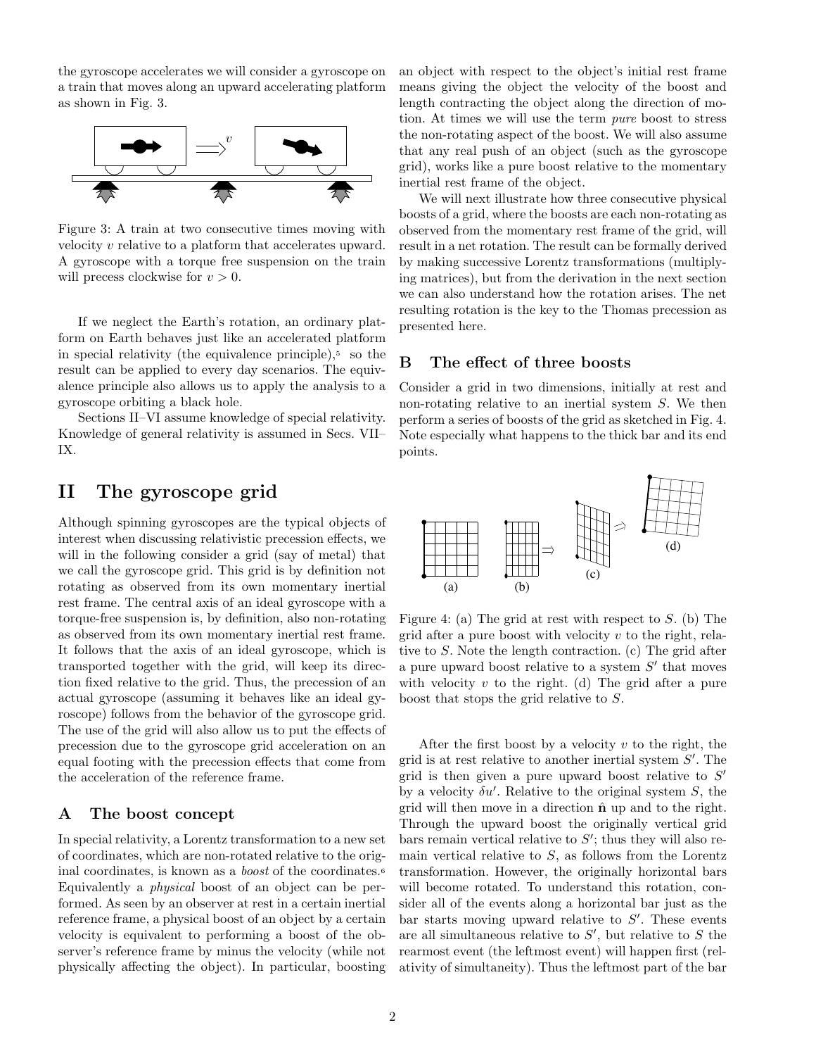the gyroscope accelerates we will consider a gyroscope on a train that moves along an upward accelerating platform as shown in Fig. 3.

$v$

Figure 3: A train at two consecutive times moving with velocity $v$ relative to a platform that accelerates upward. A gyroscope with a torque free suspension on the train will precess clockwise for $v > 0$.

If we neglect the Earth's rotation, an ordinary platform on Earth behaves just like an accelerated platform in special relativity (the equivalence principle),[5] so the result can be applied to every day scenarios. The equivalence principle also allows us to apply the analysis to a gyroscope orbiting a black hole.

Sections II–VI assume knowledge of special relativity. Knowledge of general relativity is assumed in Secs. VII–IX.

# II The gyroscope grid

Although spinning gyroscopes are the typical objects of interest when discussing relativistic precession effects, we will in the following consider a grid (say of metal) that we call the gyroscope grid. This grid is by definition not rotating as observed from its own momentary inertial rest frame. The central axis of an ideal gyroscope with a torque-free suspension is, by definition, also non-rotating as observed from its own momentary inertial rest frame. It follows that the axis of an ideal gyroscope, which is transported together with the grid, will keep its direction fixed relative to the grid. Thus, the precession of an actual gyroscope (assuming it behaves like an ideal gyroscope) follows from the behavior of the gyroscope grid. The use of the grid will also allow us to put the effects of precession due to the gyroscope grid acceleration on an equal footing with the precession effects that come from the acceleration of the reference frame.

## A The boost concept

In special relativity, a Lorentz transformation to a new set of coordinates, which are non-rotated relative to the original coordinates, is known as a *boost* of the coordinates.[6] Equivalently a *physical* boost of an object can be performed. As seen by an observer at rest in a certain inertial reference frame, a physical boost of an object by a certain velocity is equivalent to performing a boost of the observer's reference frame by minus the velocity (while not physically affecting the object). In particular, boosting an object with respect to the object's initial rest frame means giving the object the velocity of the boost and length contracting the object along the direction of motion. At times we will use the term *pure* boost to stress the non-rotating aspect of the boost. We will also assume that any real push of an object (such as the gyroscope grid), works like a pure boost relative to the momentary inertial rest frame of the object.

We will next illustrate how three consecutive physical boosts of a grid, where the boosts are each non-rotating as observed from the momentary rest frame of the grid, will result in a net rotation. The result can be formally derived by making successive Lorentz transformations (multiplying matrices), but from the derivation in the next section we can also understand how the rotation arises. The net resulting rotation is the key to the Thomas precession as presented here.

## B The effect of three boosts

Consider a grid in two dimensions, initially at rest and non-rotating relative to an inertial system $S$. We then perform a series of boosts of the grid as sketched in Fig. 4. Note especially what happens to the thick bar and its end points.

(a) (b) (c) (d)

Figure 4: (a) The grid at rest with respect to $S$. (b) The grid after a pure boost with velocity $v$ to the right, relative to $S$. Note the length contraction. (c) The grid after a pure upward boost relative to a system $S'$ that moves with velocity $v$ to the right. (d) The grid after a pure boost that stops the grid relative to $S$.

After the first boost by a velocity $v$ to the right, the grid is at rest relative to another inertial system $S'$. The grid is then given a pure upward boost relative to $S'$ by a velocity $\delta u'$. Relative to the original system $S$, the grid will then move in a direction $\hat{\mathbf{n}}$ up and to the right. Through the upward boost the originally vertical grid bars remain vertical relative to $S'$; thus they will also remain vertical relative to $S$, as follows from the Lorentz transformation. However, the originally horizontal bars will become rotated. To understand this rotation, consider all of the events along a horizontal bar just as the bar starts moving upward relative to $S'$. These events are all simultaneous relative to $S'$, but relative to $S$ the rearmost event (the leftmost event) will happen first (relativity of simultaneity). Thus the leftmost part of the bar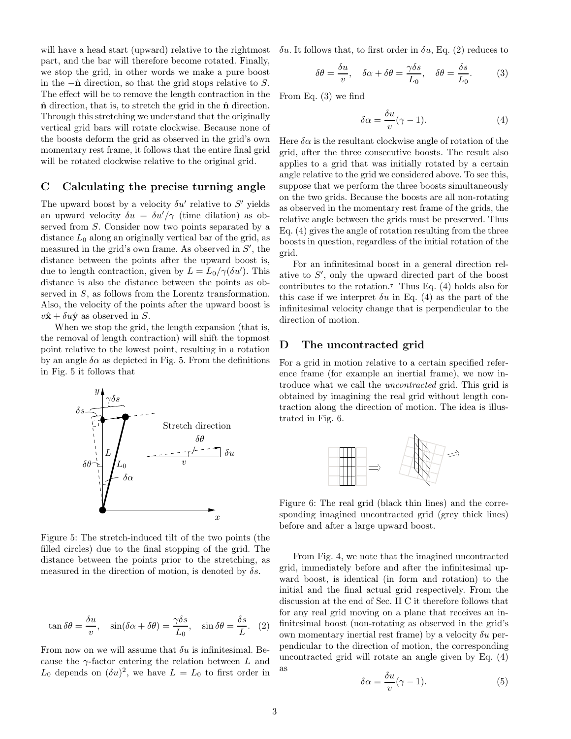will have a head start (upward) relative to the rightmost part, and the bar will therefore become rotated. Finally, we stop the grid, in other words we make a pure boost in the $-\hat{\mathbf{n}}$ direction, so that the grid stops relative to $S$. The effect will be to remove the length contraction in the $\hat{\mathbf{n}}$ direction, that is, to stretch the grid in the $\hat{\mathbf{n}}$ direction. Through this stretching we understand that the originally vertical grid bars will rotate clockwise. Because none of the boosts deform the grid as observed in the grid's own momentary rest frame, it follows that the entire final grid will be rotated clockwise relative to the original grid.

## C Calculating the precise turning angle

The upward boost by a velocity $\delta u'$ relative to $S'$ yields an upward velocity $\delta u = \delta u'/\gamma$ (time dilation) as observed from $S$. Consider now two points separated by a distance $L_0$ along an originally vertical bar of the grid, as measured in the grid's own frame. As observed in $S'$, the distance between the points after the upward boost is, due to length contraction, given by $L = L_0/\gamma(\delta u')$. This distance is also the distance between the points as observed in $S$, as follows from the Lorentz transformation. Also, the velocity of the points after the upward boost is $v\hat{\mathbf{x}} + \delta u\hat{\mathbf{y}}$ as observed in $S$.

When we stop the grid, the length expansion (that is, the removal of length contraction) will shift the topmost point relative to the lowest point, resulting in a rotation by an angle $\delta\alpha$ as depicted in Fig. 5. From the definitions in Fig. 5 it follows that

Figure 5: The stretch-induced tilt of the two points (the filled circles) due to the final stopping of the grid. The distance between the points prior to the stretching, as measured in the direction of motion, is denoted by $\delta s$.

$$\tan\delta\theta = \frac{\delta u}{v}, \quad \sin(\delta\alpha + \delta\theta) = \frac{\gamma\delta s}{L_0}, \quad \sin\delta\theta = \frac{\delta s}{L}. \quad (2)$$

From now on we will assume that $\delta u$ is infinitesimal. Because the $\gamma$-factor entering the relation between $L$ and $L_0$ depends on $(\delta u)^2$, we have $L = L_0$ to first order in $\delta u$. It follows that, to first order in $\delta u$, Eq. (2) reduces to

$$\delta\theta = \frac{\delta u}{v}, \quad \delta\alpha + \delta\theta = \frac{\gamma\delta s}{L_0}, \quad \delta\theta = \frac{\delta s}{L_0}. \quad (3)$$

From Eq. (3) we find

$$\delta\alpha = \frac{\delta u}{v}(\gamma - 1). \quad (4)$$

Here $\delta\alpha$ is the resultant clockwise angle of rotation of the grid, after the three consecutive boosts. The result also applies to a grid that was initially rotated by a certain angle relative to the grid we considered above. To see this, suppose that we perform the three boosts simultaneously on the two grids. Because the boosts are all non-rotating as observed in the momentary rest frame of the grids, the relative angle between the grids must be preserved. Thus Eq. (4) gives the angle of rotation resulting from the three boosts in question, regardless of the initial rotation of the grid.

For an infinitesimal boost in a general direction relative to $S'$, only the upward directed part of the boost contributes to the rotation.[7] Thus Eq. (4) holds also for this case if we interpret $\delta u$ in Eq. (4) as the part of the infinitesimal velocity change that is perpendicular to the direction of motion.

## D The uncontracted grid

For a grid in motion relative to a certain specified reference frame (for example an inertial frame), we now introduce what we call the *uncontracted* grid. This grid is obtained by imagining the real grid without length contraction along the direction of motion. The idea is illustrated in Fig. 6.

Figure 6: The real grid (black thin lines) and the corresponding imagined uncontracted grid (grey thick lines) before and after a large upward boost.

From Fig. 4, we note that the imagined uncontracted grid, immediately before and after the infinitesimal upward boost, is identical (in form and rotation) to the initial and the final actual grid respectively. From the discussion at the end of Sec. II C it therefore follows that for any real grid moving on a plane that receives an infinitesimal boost (non-rotating as observed in the grid's own momentary inertial rest frame) by a velocity $\delta u$ perpendicular to the direction of motion, the corresponding uncontracted grid will rotate an angle given by Eq. (4) as

$$\delta\alpha = \frac{\delta u}{v}(\gamma - 1). \quad (5)$$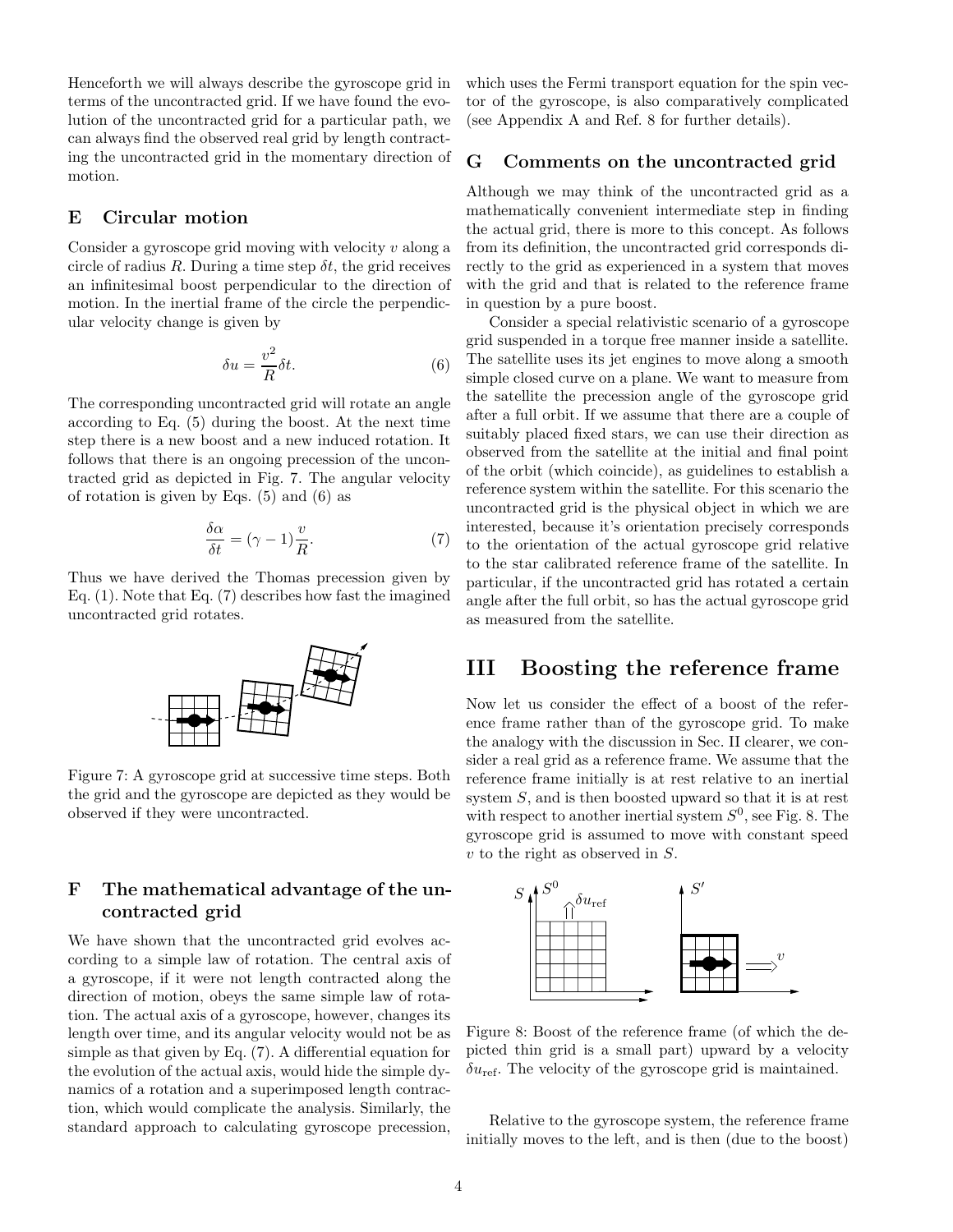Henceforth we will always describe the gyroscope grid in terms of the uncontracted grid. If we have found the evolution of the uncontracted grid for a particular path, we can always find the observed real grid by length contracting the uncontracted grid in the momentary direction of motion.

## E Circular motion

Consider a gyroscope grid moving with velocity $v$ along a circle of radius $R$. During a time step $\delta t$, the grid receives an infinitesimal boost perpendicular to the direction of motion. In the inertial frame of the circle the perpendicular velocity change is given by

$$\delta u = \frac{v^2}{R}\delta t. \tag{6}$$

The corresponding uncontracted grid will rotate an angle according to Eq. (5) during the boost. At the next time step there is a new boost and a new induced rotation. It follows that there is an ongoing precession of the uncontracted grid as depicted in Fig. 7. The angular velocity of rotation is given by Eqs. (5) and (6) as

$$\frac{\delta\alpha}{\delta t} = (\gamma - 1)\frac{v}{R}. \tag{7}$$

Thus we have derived the Thomas precession given by Eq. (1). Note that Eq. (7) describes how fast the imagined uncontracted grid rotates.

Figure 7: A gyroscope grid at successive time steps. Both the grid and the gyroscope are depicted as they would be observed if they were uncontracted.

## F The mathematical advantage of the uncontracted grid

We have shown that the uncontracted grid evolves according to a simple law of rotation. The central axis of a gyroscope, if it were not length contracted along the direction of motion, obeys the same simple law of rotation. The actual axis of a gyroscope, however, changes its length over time, and its angular velocity would not be as simple as that given by Eq. (7). A differential equation for the evolution of the actual axis, would hide the simple dynamics of a rotation and a superimposed length contraction, which would complicate the analysis. Similarly, the standard approach to calculating gyroscope precession, which uses the Fermi transport equation for the spin vector of the gyroscope, is also comparatively complicated (see Appendix A and Ref. 8 for further details).

## G Comments on the uncontracted grid

Although we may think of the uncontracted grid as a mathematically convenient intermediate step in finding the actual grid, there is more to this concept. As follows from its definition, the uncontracted grid corresponds directly to the grid as experienced in a system that moves with the grid and that is related to the reference frame in question by a pure boost.

Consider a special relativistic scenario of a gyroscope grid suspended in a torque free manner inside a satellite. The satellite uses its jet engines to move along a smooth simple closed curve on a plane. We want to measure from the satellite the precession angle of the gyroscope grid after a full orbit. If we assume that there are a couple of suitably placed fixed stars, we can use their direction as observed from the satellite at the initial and final point of the orbit (which coincide), as guidelines to establish a reference system within the satellite. For this scenario the uncontracted grid is the physical object in which we are interested, because it's orientation precisely corresponds to the orientation of the actual gyroscope grid relative to the star calibrated reference frame of the satellite. In particular, if the uncontracted grid has rotated a certain angle after the full orbit, so has the actual gyroscope grid as measured from the satellite.

# III Boosting the reference frame

Now let us consider the effect of a boost of the reference frame rather than of the gyroscope grid. To make the analogy with the discussion in Sec. II clearer, we consider a real grid as a reference frame. We assume that the reference frame initially is at rest relative to an inertial system $S$, and is then boosted upward so that it is at rest with respect to another inertial system $S^0$, see Fig. 8. The gyroscope grid is assumed to move with constant speed $v$ to the right as observed in $S$.

$S$ $S^0$ $\delta u_{\text{ref}}$ $S'$ $v$

Figure 8: Boost of the reference frame (of which the depicted thin grid is a small part) upward by a velocity $\delta u_{\text{ref}}$. The velocity of the gyroscope grid is maintained.

Relative to the gyroscope system, the reference frame initially moves to the left, and is then (due to the boost)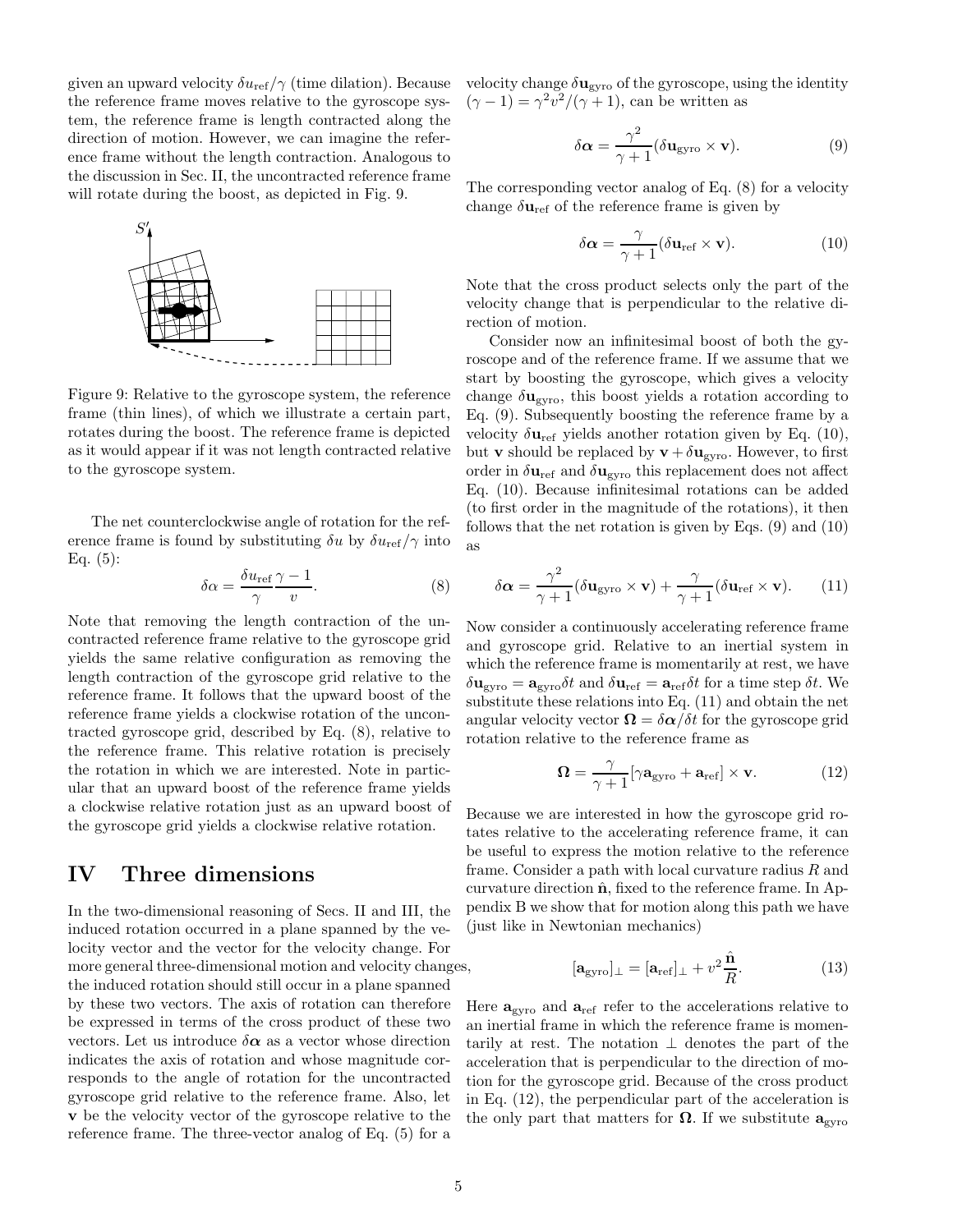given an upward velocity $\delta u_{\rm ref}/\gamma$ (time dilation). Because the reference frame moves relative to the gyroscope system, the reference frame is length contracted along the direction of motion. However, we can imagine the reference frame without the length contraction. Analogous to the discussion in Sec. II, the uncontracted reference frame will rotate during the boost, as depicted in Fig. 9.

Figure 9: Relative to the gyroscope system, the reference frame (thin lines), of which we illustrate a certain part, rotates during the boost. The reference frame is depicted as it would appear if it was not length contracted relative to the gyroscope system.

The net counterclockwise angle of rotation for the reference frame is found by substituting $\delta u$ by $\delta u_{\rm ref}/\gamma$ into Eq. (5):

$$\delta\alpha = \frac{\delta u_{\rm ref}}{\gamma}\frac{\gamma-1}{v}. \tag{8}$$

Note that removing the length contraction of the uncontracted reference frame relative to the gyroscope grid yields the same relative configuration as removing the length contraction of the gyroscope grid relative to the reference frame. It follows that the upward boost of the reference frame yields a clockwise rotation of the uncontracted gyroscope grid, described by Eq. (8), relative to the reference frame. This relative rotation is precisely the rotation in which we are interested. Note in particular that an upward boost of the reference frame yields a clockwise relative rotation just as an upward boost of the gyroscope grid yields a clockwise relative rotation.

# IV Three dimensions

In the two-dimensional reasoning of Secs. II and III, the induced rotation occurred in a plane spanned by the velocity vector and the vector for the velocity change. For more general three-dimensional motion and velocity changes, the induced rotation should still occur in a plane spanned by these two vectors. The axis of rotation can therefore be expressed in terms of the cross product of these two vectors. Let us introduce $\delta\boldsymbol{\alpha}$ as a vector whose direction indicates the axis of rotation and whose magnitude corresponds to the angle of rotation for the uncontracted gyroscope grid relative to the reference frame. Also, let $\mathbf{v}$ be the velocity vector of the gyroscope relative to the reference frame. The three-vector analog of Eq. (5) for a velocity change $\delta\mathbf{u}_{\rm gyro}$ of the gyroscope, using the identity $(\gamma-1) = \gamma^2 v^2/(\gamma+1)$, can be written as

$$\delta\boldsymbol{\alpha} = \frac{\gamma^2}{\gamma+1}(\delta\mathbf{u}_{\rm gyro}\times\mathbf{v}). \tag{9}$$

The corresponding vector analog of Eq. (8) for a velocity change $\delta\mathbf{u}_{\rm ref}$ of the reference frame is given by

$$\delta\boldsymbol{\alpha} = \frac{\gamma}{\gamma+1}(\delta\mathbf{u}_{\rm ref}\times\mathbf{v}). \tag{10}$$

Note that the cross product selects only the part of the velocity change that is perpendicular to the relative direction of motion.

Consider now an infinitesimal boost of both the gyroscope and of the reference frame. If we assume that we start by boosting the gyroscope, which gives a velocity change $\delta\mathbf{u}_{\rm gyro}$, this boost yields a rotation according to Eq. (9). Subsequently boosting the reference frame by a velocity $\delta\mathbf{u}_{\rm ref}$ yields another rotation given by Eq. (10), but $\mathbf{v}$ should be replaced by $\mathbf{v}+\delta\mathbf{u}_{\rm gyro}$. However, to first order in $\delta\mathbf{u}_{\rm ref}$ and $\delta\mathbf{u}_{\rm gyro}$ this replacement does not affect Eq. (10). Because infinitesimal rotations can be added (to first order in the magnitude of the rotations), it then follows that the net rotation is given by Eqs. (9) and (10) as

$$\delta\boldsymbol{\alpha} = \frac{\gamma^2}{\gamma+1}(\delta\mathbf{u}_{\rm gyro}\times\mathbf{v}) + \frac{\gamma}{\gamma+1}(\delta\mathbf{u}_{\rm ref}\times\mathbf{v}). \tag{11}$$

Now consider a continuously accelerating reference frame and gyroscope grid. Relative to an inertial system in which the reference frame is momentarily at rest, we have $\delta\mathbf{u}_{\rm gyro} = \mathbf{a}_{\rm gyro}\delta t$ and $\delta\mathbf{u}_{\rm ref} = \mathbf{a}_{\rm ref}\delta t$ for a time step $\delta t$. We substitute these relations into Eq. (11) and obtain the net angular velocity vector $\boldsymbol{\Omega} = \delta\boldsymbol{\alpha}/\delta t$ for the gyroscope grid rotation relative to the reference frame as

$$\boldsymbol{\Omega} = \frac{\gamma}{\gamma+1}[\gamma\mathbf{a}_{\rm gyro} + \mathbf{a}_{\rm ref}]\times\mathbf{v}. \tag{12}$$

Because we are interested in how the gyroscope grid rotates relative to the accelerating reference frame, it can be useful to express the motion relative to the reference frame. Consider a path with local curvature radius $R$ and curvature direction $\hat{\mathbf{n}}$, fixed to the reference frame. In Appendix B we show that for motion along this path we have (just like in Newtonian mechanics)

$$[\mathbf{a}_{\rm gyro}]_\perp = [\mathbf{a}_{\rm ref}]_\perp + v^2\frac{\hat{\mathbf{n}}}{R}. \tag{13}$$

Here $\mathbf{a}_{\rm gyro}$ and $\mathbf{a}_{\rm ref}$ refer to the accelerations relative to an inertial frame in which the reference frame is momentarily at rest. The notation $\perp$ denotes the part of the acceleration that is perpendicular to the direction of motion for the gyroscope grid. Because of the cross product in Eq. (12), the perpendicular part of the acceleration is the only part that matters for $\boldsymbol{\Omega}$. If we substitute $\mathbf{a}_{\rm gyro}$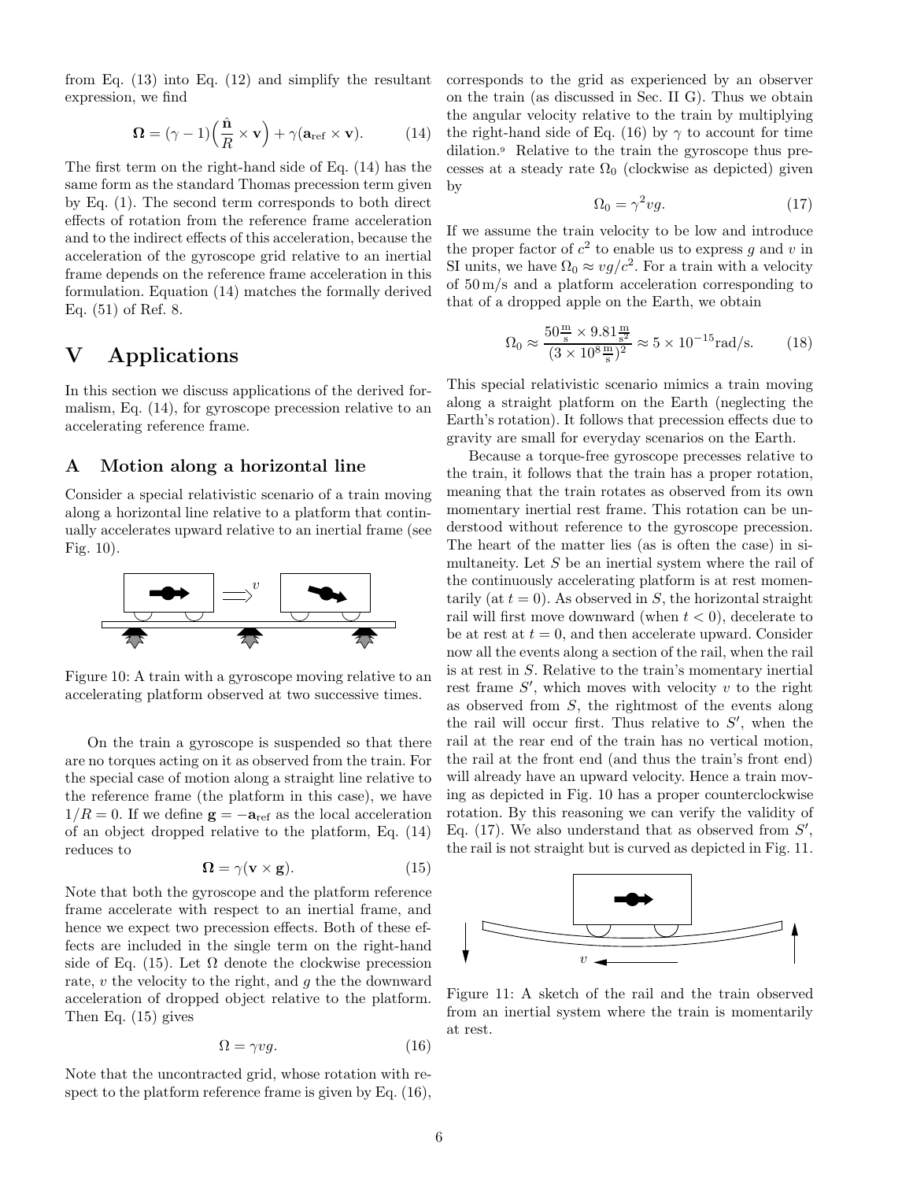from Eq. (13) into Eq. (12) and simplify the resultant expression, we find

$$\mathbf{\Omega} = (\gamma - 1)\Big(\frac{\hat{\mathbf{n}}}{R} \times \mathbf{v}\Big) + \gamma(\mathbf{a}_{\rm ref} \times \mathbf{v}). \qquad (14)$$

The first term on the right-hand side of Eq. (14) has the same form as the standard Thomas precession term given by Eq. (1). The second term corresponds to both direct effects of rotation from the reference frame acceleration and to the indirect effects of this acceleration, because the acceleration of the gyroscope grid relative to an inertial frame depends on the reference frame acceleration in this formulation. Equation (14) matches the formally derived Eq. (51) of Ref. 8.

# V Applications

In this section we discuss applications of the derived formalism, Eq. (14), for gyroscope precession relative to an accelerating reference frame.

## A Motion along a horizontal line

Consider a special relativistic scenario of a train moving along a horizontal line relative to a platform that continually accelerates upward relative to an inertial frame (see Fig. 10).

Figure 10: A train with a gyroscope moving relative to an accelerating platform observed at two successive times.

On the train a gyroscope is suspended so that there are no torques acting on it as observed from the train. For the special case of motion along a straight line relative to the reference frame (the platform in this case), we have $1/R = 0$. If we define $\mathbf{g} = -\mathbf{a}_{\rm ref}$ as the local acceleration of an object dropped relative to the platform, Eq. (14) reduces to

$$\mathbf{\Omega} = \gamma(\mathbf{v} \times \mathbf{g}). \qquad (15)$$

Note that both the gyroscope and the platform reference frame accelerate with respect to an inertial frame, and hence we expect two precession effects. Both of these effects are included in the single term on the right-hand side of Eq. (15). Let $\Omega$ denote the clockwise precession rate, $v$ the velocity to the right, and $g$ the the downward acceleration of dropped object relative to the platform. Then Eq. (15) gives

$$\Omega = \gamma v g. \qquad (16)$$

Note that the uncontracted grid, whose rotation with respect to the platform reference frame is given by Eq. (16), corresponds to the grid as experienced by an observer on the train (as discussed in Sec. II G). Thus we obtain the angular velocity relative to the train by multiplying the right-hand side of Eq. (16) by $\gamma$ to account for time dilation.[9] Relative to the train the gyroscope thus precesses at a steady rate $\Omega_0$ (clockwise as depicted) given by

$$\Omega_0 = \gamma^2 v g. \qquad (17)$$

If we assume the train velocity to be low and introduce the proper factor of $c^2$ to enable us to express $g$ and $v$ in SI units, we have $\Omega_0 \approx vg/c^2$. For a train with a velocity of 50 m/s and a platform acceleration corresponding to that of a dropped apple on the Earth, we obtain

$$\Omega_0 \approx \frac{50\frac{\rm m}{\rm s} \times 9.81\frac{\rm m}{\rm s^2}}{(3 \times 10^8\frac{\rm m}{\rm s})^2} \approx 5 \times 10^{-15}\text{rad/s}. \qquad (18)$$

This special relativistic scenario mimics a train moving along a straight platform on the Earth (neglecting the Earth's rotation). It follows that precession effects due to gravity are small for everyday scenarios on the Earth.

Because a torque-free gyroscope precesses relative to the train, it follows that the train has a proper rotation, meaning that the train rotates as observed from its own momentary inertial rest frame. This rotation can be understood without reference to the gyroscope precession. The heart of the matter lies (as is often the case) in simultaneity. Let $S$ be an inertial system where the rail of the continuously accelerating platform is at rest momentarily (at $t = 0$). As observed in $S$, the horizontal straight rail will first move downward (when $t < 0$), decelerate to be at rest at $t = 0$, and then accelerate upward. Consider now all the events along a section of the rail, when the rail is at rest in $S$. Relative to the train's momentary inertial rest frame $S'$, which moves with velocity $v$ to the right as observed from $S$, the rightmost of the events along the rail will occur first. Thus relative to $S'$, when the rail at the rear end of the train has no vertical motion, the rail at the front end (and thus the train's front end) will already have an upward velocity. Hence a train moving as depicted in Fig. 10 has a proper counterclockwise rotation. By this reasoning we can verify the validity of Eq. (17). We also understand that as observed from $S'$, the rail is not straight but is curved as depicted in Fig. 11.

Figure 11: A sketch of the rail and the train observed from an inertial system where the train is momentarily at rest.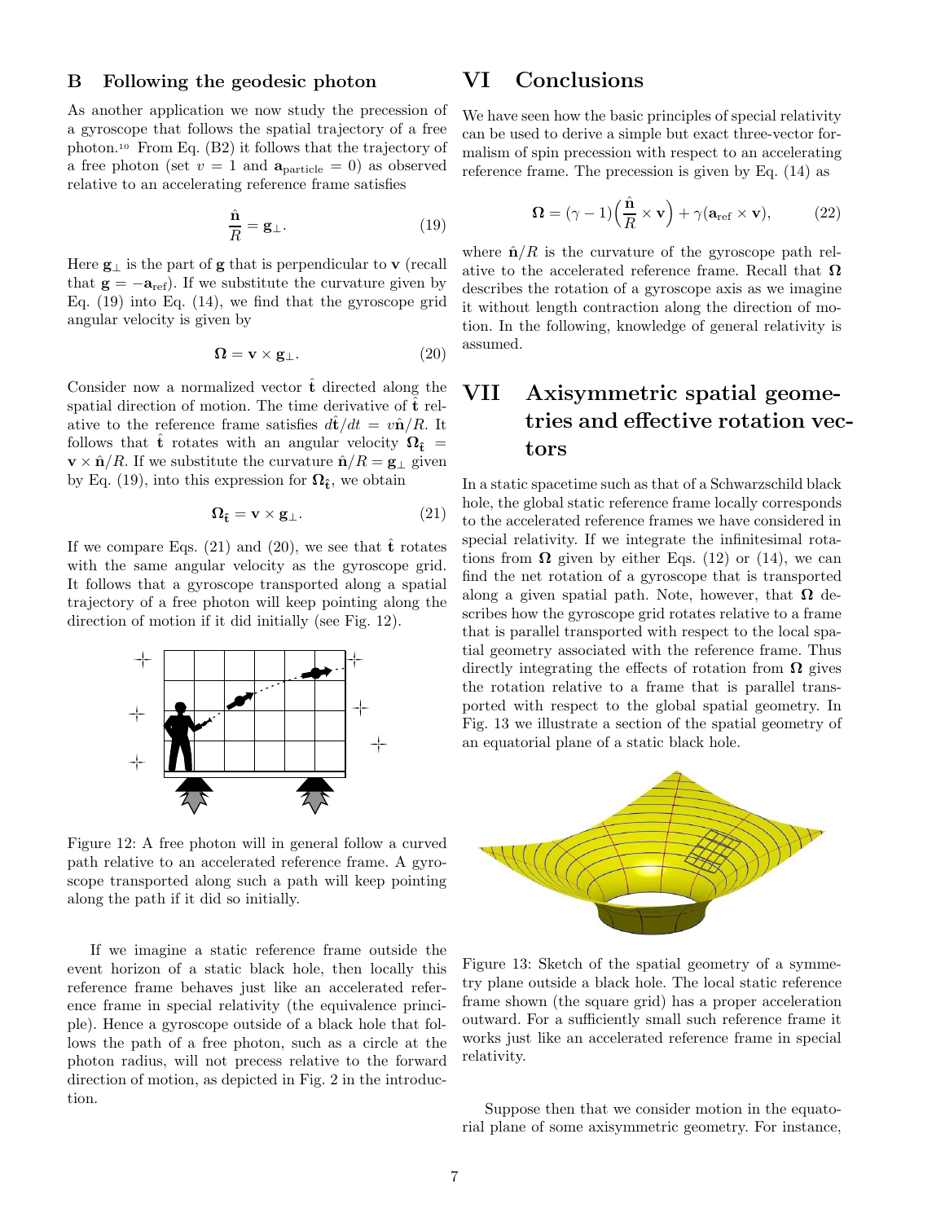## B Following the geodesic photon

As another application we now study the precession of a gyroscope that follows the spatial trajectory of a free photon.[10] From Eq. (B2) it follows that the trajectory of a free photon (set $v = 1$ and $\mathbf{a}_{\text{particle}} = 0$) as observed relative to an accelerating reference frame satisfies

$$\frac{\hat{\mathbf{n}}}{R} = \mathbf{g}_{\perp}. \tag{19}$$

Here $\mathbf{g}_{\perp}$ is the part of $\mathbf{g}$ that is perpendicular to $\mathbf{v}$ (recall that $\mathbf{g} = -\mathbf{a}_{\text{ref}}$). If we substitute the curvature given by Eq. (19) into Eq. (14), we find that the gyroscope grid angular velocity is given by

$$\mathbf{\Omega} = \mathbf{v} \times \mathbf{g}_{\perp}. \tag{20}$$

Consider now a normalized vector $\hat{\mathbf{t}}$ directed along the spatial direction of motion. The time derivative of $\hat{\mathbf{t}}$ relative to the reference frame satisfies $d\hat{\mathbf{t}}/dt = v\hat{\mathbf{n}}/R$. It follows that $\hat{\mathbf{t}}$ rotates with an angular velocity $\mathbf{\Omega}_{\hat{\mathbf{t}}} = \mathbf{v} \times \hat{\mathbf{n}}/R$. If we substitute the curvature $\hat{\mathbf{n}}/R = \mathbf{g}_{\perp}$ given by Eq. (19), into this expression for $\mathbf{\Omega}_{\hat{\mathbf{t}}}$, we obtain

$$\mathbf{\Omega}_{\hat{\mathbf{t}}} = \mathbf{v} \times \mathbf{g}_{\perp}. \tag{21}$$

If we compare Eqs. (21) and (20), we see that $\hat{\mathbf{t}}$ rotates with the same angular velocity as the gyroscope grid. It follows that a gyroscope transported along a spatial trajectory of a free photon will keep pointing along the direction of motion if it did initially (see Fig. 12).

Figure 12: A free photon will in general follow a curved path relative to an accelerated reference frame. A gyroscope transported along such a path will keep pointing along the path if it did so initially.

If we imagine a static reference frame outside the event horizon of a static black hole, then locally this reference frame behaves just like an accelerated reference frame in special relativity (the equivalence principle). Hence a gyroscope outside of a black hole that follows the path of a free photon, such as a circle at the photon radius, will not precess relative to the forward direction of motion, as depicted in Fig. 2 in the introduction.

# VI Conclusions

We have seen how the basic principles of special relativity can be used to derive a simple but exact three-vector formalism of spin precession with respect to an accelerating reference frame. The precession is given by Eq. (14) as

$$\mathbf{\Omega} = (\gamma - 1)\Big(\frac{\hat{\mathbf{n}}}{R} \times \mathbf{v}\Big) + \gamma(\mathbf{a}_{\text{ref}} \times \mathbf{v}), \tag{22}$$

where $\hat{\mathbf{n}}/R$ is the curvature of the gyroscope path relative to the accelerated reference frame. Recall that $\mathbf{\Omega}$ describes the rotation of a gyroscope axis as we imagine it without length contraction along the direction of motion. In the following, knowledge of general relativity is assumed.

# VII Axisymmetric spatial geometries and effective rotation vectors

In a static spacetime such as that of a Schwarzschild black hole, the global static reference frame locally corresponds to the accelerated reference frames we have considered in special relativity. If we integrate the infinitesimal rotations from $\mathbf{\Omega}$ given by either Eqs. (12) or (14), we can find the net rotation of a gyroscope that is transported along a given spatial path. Note, however, that $\mathbf{\Omega}$ describes how the gyroscope grid rotates relative to a frame that is parallel transported with respect to the local spatial geometry associated with the reference frame. Thus directly integrating the effects of rotation from $\mathbf{\Omega}$ gives the rotation relative to a frame that is parallel transported with respect to the global spatial geometry. In Fig. 13 we illustrate a section of the spatial geometry of an equatorial plane of a static black hole.

Figure 13: Sketch of the spatial geometry of a symmetry plane outside a black hole. The local static reference frame shown (the square grid) has a proper acceleration outward. For a sufficiently small such reference frame it works just like an accelerated reference frame in special relativity.

Suppose then that we consider motion in the equatorial plane of some axisymmetric geometry. For instance,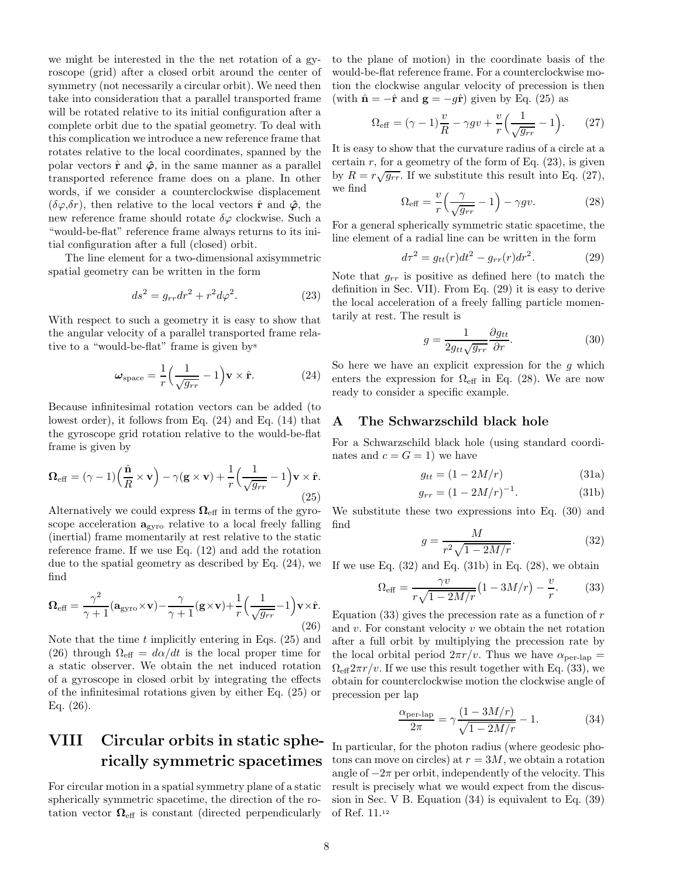we might be interested in the the net rotation of a gyroscope (grid) after a closed orbit around the center of symmetry (not necessarily a circular orbit). We need then take into consideration that a parallel transported frame will be rotated relative to its initial configuration after a complete orbit due to the spatial geometry. To deal with this complication we introduce a new reference frame that rotates relative to the local coordinates, spanned by the polar vectors $\hat{\mathbf{r}}$ and $\hat{\boldsymbol{\varphi}}$, in the same manner as a parallel transported reference frame does on a plane. In other words, if we consider a counterclockwise displacement ($\delta\varphi$,$\delta r$), then relative to the local vectors $\hat{\mathbf{r}}$ and $\hat{\boldsymbol{\varphi}}$, the new reference frame should rotate $\delta\varphi$ clockwise. Such a "would-be-flat" reference frame always returns to its initial configuration after a full (closed) orbit.

The line element for a two-dimensional axisymmetric spatial geometry can be written in the form

$$ds^2 = g_{rr}dr^2 + r^2 d\varphi^2. \tag{23}$$

With respect to such a geometry it is easy to show that the angular velocity of a parallel transported frame relative to a "would-be-flat" frame is given by[8]

$$\boldsymbol{\omega}_{\text{space}} = \frac{1}{r}\Big(\frac{1}{\sqrt{g_{rr}}} - 1\Big)\mathbf{v} \times \hat{\mathbf{r}}. \tag{24}$$

Because infinitesimal rotation vectors can be added (to lowest order), it follows from Eq. (24) and Eq. (14) that the gyroscope grid rotation relative to the would-be-flat frame is given by

$$\boldsymbol{\Omega}_{\text{eff}} = (\gamma - 1)\Big(\frac{\hat{\mathbf{n}}}{R} \times \mathbf{v}\Big) - \gamma(\mathbf{g} \times \mathbf{v}) + \frac{1}{r}\Big(\frac{1}{\sqrt{g_{rr}}} - 1\Big)\mathbf{v} \times \hat{\mathbf{r}}. \tag{25}$$

Alternatively we could express $\boldsymbol{\Omega}_{\text{eff}}$ in terms of the gyroscope acceleration $\mathbf{a}_{\text{gyro}}$ relative to a local freely falling (inertial) frame momentarily at rest relative to the static reference frame. If we use Eq. (12) and add the rotation due to the spatial geometry as described by Eq. (24), we find

$$\boldsymbol{\Omega}_{\text{eff}} = \frac{\gamma^2}{\gamma+1}(\mathbf{a}_{\text{gyro}} \times \mathbf{v}) - \frac{\gamma}{\gamma+1}(\mathbf{g} \times \mathbf{v}) + \frac{1}{r}\Big(\frac{1}{\sqrt{g_{rr}}} - 1\Big)\mathbf{v} \times \hat{\mathbf{r}}. \tag{26}$$

Note that the time $t$ implicitly entering in Eqs. (25) and (26) through $\Omega_{\text{eff}} = d\alpha/dt$ is the local proper time for a static observer. We obtain the net induced rotation of a gyroscope in closed orbit by integrating the effects of the infinitesimal rotations given by either Eq. (25) or Eq. (26).

# VIII Circular orbits in static spherically symmetric spacetimes

For circular motion in a spatial symmetry plane of a static spherically symmetric spacetime, the direction of the rotation vector $\boldsymbol{\Omega}_{\text{eff}}$ is constant (directed perpendicularly to the plane of motion) in the coordinate basis of the would-be-flat reference frame. For a counterclockwise motion the clockwise angular velocity of precession is then (with $\hat{\mathbf{n}} = -\hat{\mathbf{r}}$ and $\mathbf{g} = -g\hat{\mathbf{r}}$) given by Eq. (25) as

$$\Omega_{\text{eff}} = (\gamma - 1)\frac{v}{R} - \gamma g v + \frac{v}{r}\Big(\frac{1}{\sqrt{g_{rr}}} - 1\Big). \tag{27}$$

It is easy to show that the curvature radius of a circle at a certain $r$, for a geometry of the form of Eq. (23), is given by $R = r\sqrt{g_{rr}}$. If we substitute this result into Eq. (27), we find

$$\Omega_{\text{eff}} = \frac{v}{r}\Big(\frac{\gamma}{\sqrt{g_{rr}}} - 1\Big) - \gamma g v. \tag{28}$$

For a general spherically symmetric static spacetime, the line element of a radial line can be written in the form

$$d\tau^2 = g_{tt}(r)dt^2 - g_{rr}(r)dr^2. \tag{29}$$

Note that $g_{rr}$ is positive as defined here (to match the definition in Sec. VII). From Eq. (29) it is easy to derive the local acceleration of a freely falling particle momentarily at rest. The result is

$$g = \frac{1}{2g_{tt}\sqrt{g_{rr}}}\frac{\partial g_{tt}}{\partial r}. \tag{30}$$

So here we have an explicit expression for the $g$ which enters the expression for $\Omega_{\text{eff}}$ in Eq. (28). We are now ready to consider a specific example.

## A The Schwarzschild black hole

For a Schwarzschild black hole (using standard coordinates and $c = G = 1$) we have

$$g_{tt} = (1 - 2M/r) \tag{31a}$$

$$g_{rr} = (1 - 2M/r)^{-1}. \tag{31b}$$

We substitute these two expressions into Eq. (30) and find

$$g = \frac{M}{r^2\sqrt{1 - 2M/r}}. \tag{32}$$

If we use Eq. (32) and Eq. (31b) in Eq. (28), we obtain

$$\Omega_{\text{eff}} = \frac{\gamma v}{r\sqrt{1-2M/r}}\big(1 - 3M/r\big) - \frac{v}{r}. \tag{33}$$

Equation (33) gives the precession rate as a function of $r$ and $v$. For constant velocity $v$ we obtain the net rotation after a full orbit by multiplying the precession rate by the local orbital period $2\pi r/v$. Thus we have $\alpha_{\text{per-lap}} = \Omega_{\text{eff}} 2\pi r/v$. If we use this result together with Eq. (33), we obtain for counterclockwise motion the clockwise angle of precession per lap

$$\frac{\alpha_{\text{per-lap}}}{2\pi} = \gamma\frac{(1 - 3M/r)}{\sqrt{1-2M/r}} - 1. \tag{34}$$

In particular, for the photon radius (where geodesic photons can move on circles) at $r = 3M$, we obtain a rotation angle of $-2\pi$ per orbit, independently of the velocity. This result is precisely what we would expect from the discussion in Sec. V B. Equation (34) is equivalent to Eq. (39) of Ref. 11.[12]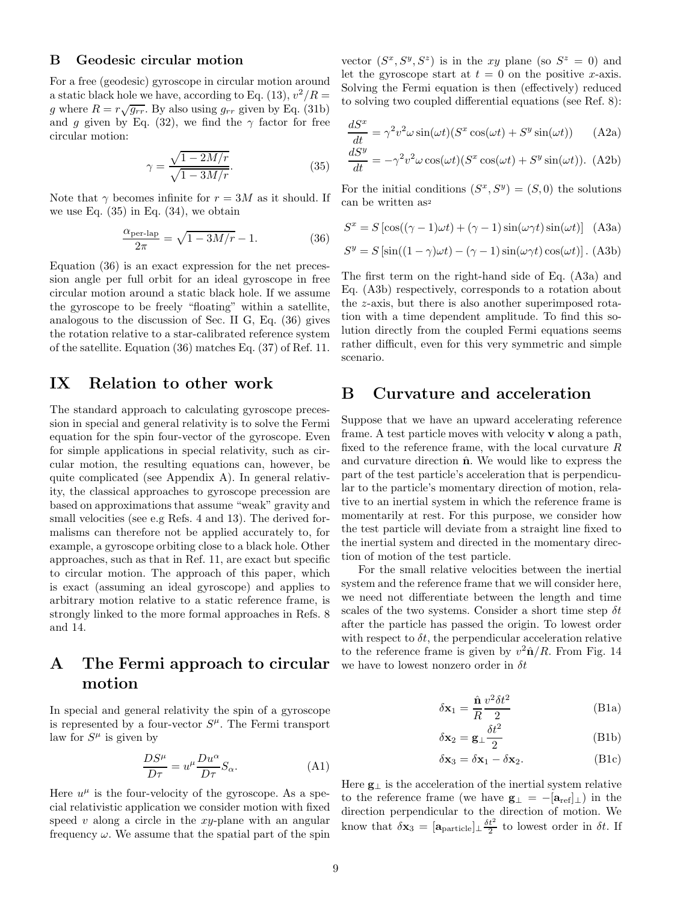### B Geodesic circular motion

For a free (geodesic) gyroscope in circular motion around a static black hole we have, according to Eq. (13), $v^2/R = g$ where $R = r\sqrt{g_{rr}}$. By also using $g_{rr}$ given by Eq. (31b) and $g$ given by Eq. (32), we find the $\gamma$ factor for free circular motion:

$$\gamma = \frac{\sqrt{1-2M/r}}{\sqrt{1-3M/r}}. \tag{35}$$

Note that $\gamma$ becomes infinite for $r = 3M$ as it should. If we use Eq. (35) in Eq. (34), we obtain

$$\frac{\alpha_{\text{per-lap}}}{2\pi} = \sqrt{1-3M/r} - 1. \tag{36}$$

Equation (36) is an exact expression for the net precession angle per full orbit for an ideal gyroscope in free circular motion around a static black hole. If we assume the gyroscope to be freely "floating" within a satellite, analogous to the discussion of Sec. II G, Eq. (36) gives the rotation relative to a star-calibrated reference system of the satellite. Equation (36) matches Eq. (37) of Ref. 11.

## IX Relation to other work

The standard approach to calculating gyroscope precession in special and general relativity is to solve the Fermi equation for the spin four-vector of the gyroscope. Even for simple applications in special relativity, such as circular motion, the resulting equations can, however, be quite complicated (see Appendix A). In general relativity, the classical approaches to gyroscope precession are based on approximations that assume "weak" gravity and small velocities (see e.g Refs. 4 and 13). The derived formalisms can therefore not be applied accurately to, for example, a gyroscope orbiting close to a black hole. Other approaches, such as that in Ref. 11, are exact but specific to circular motion. The approach of this paper, which is exact (assuming an ideal gyroscope) and applies to arbitrary motion relative to a static reference frame, is strongly linked to the more formal approaches in Refs. 8 and 14.

## A The Fermi approach to circular motion

In special and general relativity the spin of a gyroscope is represented by a four-vector $S^\mu$. The Fermi transport law for $S^\mu$ is given by

$$\frac{DS^\mu}{D\tau} = u^\mu \frac{Du^\alpha}{D\tau} S_\alpha. \tag{A1}$$

Here $u^\mu$ is the four-velocity of the gyroscope. As a special relativistic application we consider motion with fixed speed $v$ along a circle in the $xy$-plane with an angular frequency $\omega$. We assume that the spatial part of the spin vector $(S^x, S^y, S^z)$ is in the $xy$ plane (so $S^z = 0$) and let the gyroscope start at $t = 0$ on the positive $x$-axis. Solving the Fermi equation is then (effectively) reduced to solving two coupled differential equations (see Ref. 8):

$$\frac{dS^x}{dt} = \gamma^2 v^2 \omega \sin(\omega t)(S^x \cos(\omega t) + S^y \sin(\omega t)) \tag{A2a}$$

$$\frac{dS^y}{dt} = -\gamma^2 v^2 \omega \cos(\omega t)(S^x \cos(\omega t) + S^y \sin(\omega t)). \tag{A2b}$$

For the initial conditions $(S^x, S^y) = (S, 0)$ the solutions can be written as[2]

$$S^x = S\left[\cos((\gamma-1)\omega t) + (\gamma-1)\sin(\omega\gamma t)\sin(\omega t)\right] \tag{A3a}$$

$$S^y = S\left[\sin((1-\gamma)\omega t) - (\gamma-1)\sin(\omega\gamma t)\cos(\omega t)\right]. \tag{A3b}$$

The first term on the right-hand side of Eq. (A3a) and Eq. (A3b) respectively, corresponds to a rotation about the $z$-axis, but there is also another superimposed rotation with a time dependent amplitude. To find this solution directly from the coupled Fermi equations seems rather difficult, even for this very symmetric and simple scenario.

## B Curvature and acceleration

Suppose that we have an upward accelerating reference frame. A test particle moves with velocity $\mathbf{v}$ along a path, fixed to the reference frame, with the local curvature $R$ and curvature direction $\hat{\mathbf{n}}$. We would like to express the part of the test particle's acceleration that is perpendicular to the particle's momentary direction of motion, relative to an inertial system in which the reference frame is momentarily at rest. For this purpose, we consider how the test particle will deviate from a straight line fixed to the inertial system and directed in the momentary direction of motion of the test particle.

For the small relative velocities between the inertial system and the reference frame that we will consider here, we need not differentiate between the length and time scales of the two systems. Consider a short time step $\delta t$ after the particle has passed the origin. To lowest order with respect to $\delta t$, the perpendicular acceleration relative to the reference frame is given by $v^2\hat{\mathbf{n}}/R$. From Fig. 14 we have to lowest nonzero order in $\delta t$

$$\delta\mathbf{x}_1 = \frac{\hat{\mathbf{n}}}{R}\frac{v^2\delta t^2}{2} \tag{B1a}$$

$$\delta\mathbf{x}_2 = \mathbf{g}_\perp \frac{\delta t^2}{2} \tag{B1b}$$

$$\delta\mathbf{x}_3 = \delta\mathbf{x}_1 - \delta\mathbf{x}_2. \tag{B1c}$$

Here $\mathbf{g}_\perp$ is the acceleration of the inertial system relative to the reference frame (we have $\mathbf{g}_\perp = -[\mathbf{a}_{\text{ref}}]_\perp$) in the direction perpendicular to the direction of motion. We know that $\delta\mathbf{x}_3 = [\mathbf{a}_{\text{particle}}]_\perp \frac{\delta t^2}{2}$ to lowest order in $\delta t$. If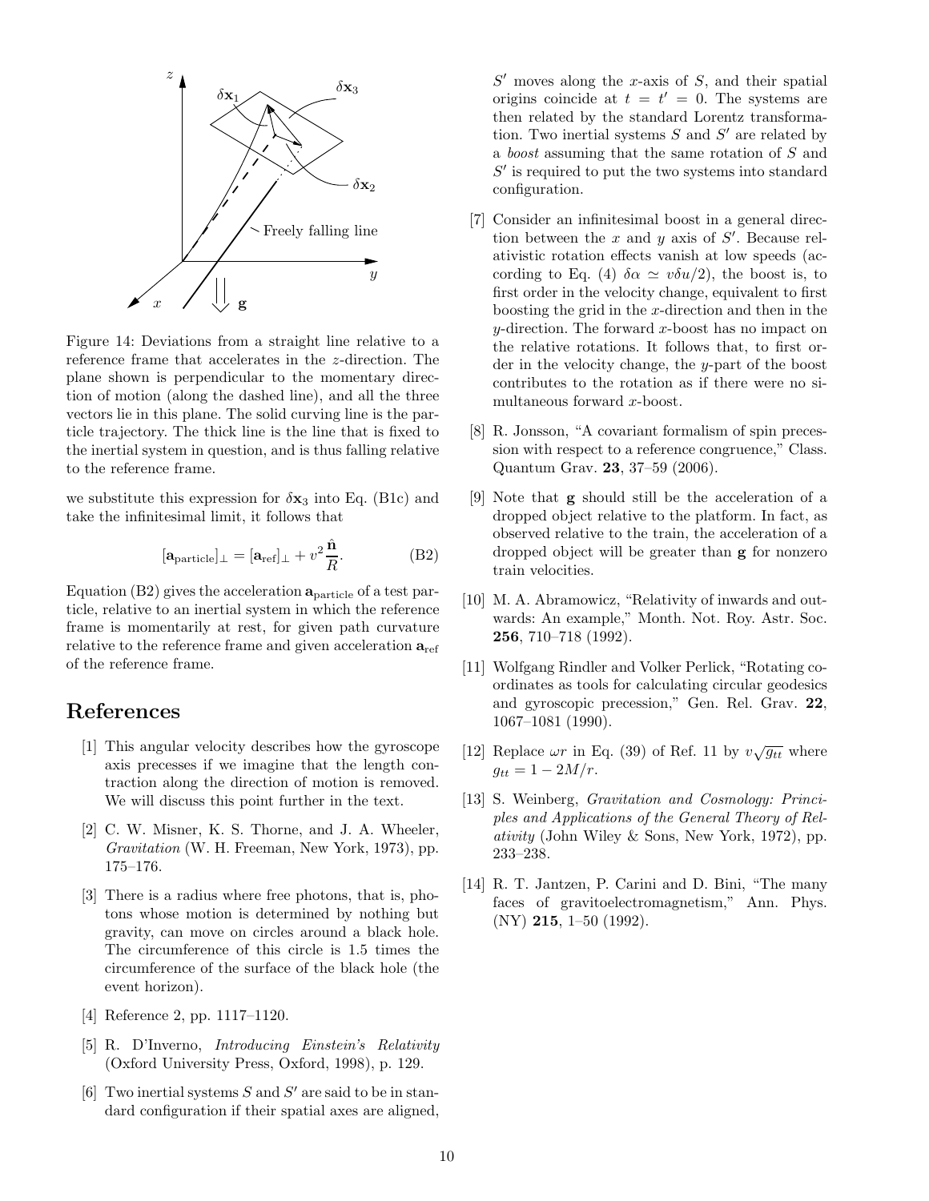Figure 14: Deviations from a straight line relative to a reference frame that accelerates in the $z$-direction. The plane shown is perpendicular to the momentary direction of motion (along the dashed line), and all the three vectors lie in this plane. The solid curving line is the particle trajectory. The thick line is the line that is fixed to the inertial system in question, and is thus falling relative to the reference frame.

we substitute this expression for $\delta\mathbf{x}_3$ into Eq. (B1c) and take the infinitesimal limit, it follows that

$$[\mathbf{a}_{\text{particle}}]_\perp = [\mathbf{a}_{\text{ref}}]_\perp + v^2\frac{\hat{\mathbf{n}}}{R}. \tag{B2}$$

Equation (B2) gives the acceleration $\mathbf{a}_{\text{particle}}$ of a test particle, relative to an inertial system in which the reference frame is momentarily at rest, for given path curvature relative to the reference frame and given acceleration $\mathbf{a}_{\text{ref}}$ of the reference frame.

## References

[1] This angular velocity describes how the gyroscope axis precesses if we imagine that the length contraction along the direction of motion is removed. We will discuss this point further in the text.

[2] C. W. Misner, K. S. Thorne, and J. A. Wheeler, *Gravitation* (W. H. Freeman, New York, 1973), pp. 175–176.

[3] There is a radius where free photons, that is, photons whose motion is determined by nothing but gravity, can move on circles around a black hole. The circumference of this circle is 1.5 times the circumference of the surface of the black hole (the event horizon).

[4] Reference 2, pp. 1117–1120.

[5] R. D'Inverno, *Introducing Einstein's Relativity* (Oxford University Press, Oxford, 1998), p. 129.

[6] Two inertial systems $S$ and $S'$ are said to be in standard configuration if their spatial axes are aligned, $S'$ moves along the $x$-axis of $S$, and their spatial origins coincide at $t = t' = 0$. The systems are then related by the standard Lorentz transformation. Two inertial systems $S$ and $S'$ are related by a *boost* assuming that the same rotation of $S$ and $S'$ is required to put the two systems into standard configuration.

[7] Consider an infinitesimal boost in a general direction between the $x$ and $y$ axis of $S'$. Because relativistic rotation effects vanish at low speeds (according to Eq. (4) $\delta\alpha \simeq v\delta u/2$), the boost is, to first order in the velocity change, equivalent to first boosting the grid in the $x$-direction and then in the $y$-direction. The forward $x$-boost has no impact on the relative rotations. It follows that, to first order in the velocity change, the $y$-part of the boost contributes to the rotation as if there were no simultaneous forward $x$-boost.

[8] R. Jonsson, "A covariant formalism of spin precession with respect to a reference congruence," Class. Quantum Grav. **23**, 37–59 (2006).

[9] Note that $\mathbf{g}$ should still be the acceleration of a dropped object relative to the platform. In fact, as observed relative to the train, the acceleration of a dropped object will be greater than $\mathbf{g}$ for nonzero train velocities.

[10] M. A. Abramowicz, "Relativity of inwards and outwards: An example," Month. Not. Roy. Astr. Soc. **256**, 710–718 (1992).

[11] Wolfgang Rindler and Volker Perlick, "Rotating coordinates as tools for calculating circular geodesics and gyroscopic precession," Gen. Rel. Grav. **22**, 1067–1081 (1990).

[12] Replace $\omega r$ in Eq. (39) of Ref. 11 by $v\sqrt{g_{tt}}$ where $g_{tt} = 1 - 2M/r$.

[13] S. Weinberg, *Gravitation and Cosmology: Principles and Applications of the General Theory of Relativity* (John Wiley & Sons, New York, 1972), pp. 233–238.

[14] R. T. Jantzen, P. Carini and D. Bini, "The many faces of gravitoelectromagnetism," Ann. Phys. (NY) **215**, 1–50 (1992).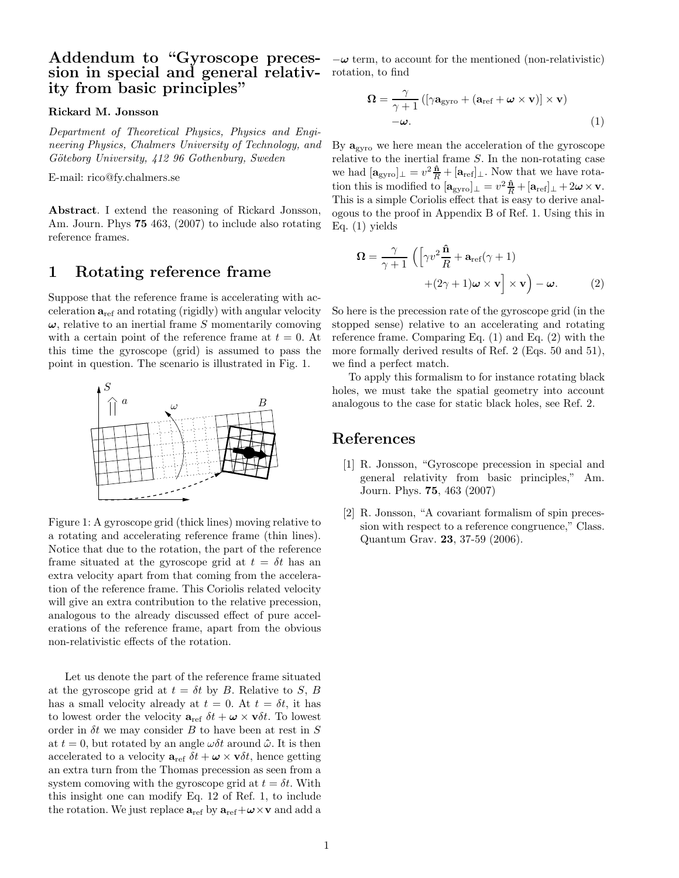# Addendum to "Gyroscope precession in special and general relativity from basic principles"

**Rickard M. Jonsson**

*Department of Theoretical Physics, Physics and Engineering Physics, Chalmers University of Technology, and Göteborg University, 412 96 Gothenburg, Sweden*

E-mail: rico@fy.chalmers.se

**Abstract**. I extend the reasoning of Rickard Jonsson, Am. Journ. Phys **75** 463, (2007) to include also rotating reference frames.

## 1 Rotating reference frame

Suppose that the reference frame is accelerating with acceleration $\mathbf{a}_{\rm ref}$ and rotating (rigidly) with angular velocity $\boldsymbol{\omega}$, relative to an inertial frame $S$ momentarily comoving with a certain point of the reference frame at $t = 0$. At this time the gyroscope (grid) is assumed to pass the point in question. The scenario is illustrated in Fig. 1.

Figure 1: A gyroscope grid (thick lines) moving relative to a rotating and accelerating reference frame (thin lines). Notice that due to the rotation, the part of the reference frame situated at the gyroscope grid at $t = \delta t$ has an extra velocity apart from that coming from the acceleration of the reference frame. This Coriolis related velocity will give an extra contribution to the relative precession, analogous to the already discussed effect of pure accelerations of the reference frame, apart from the obvious non-relativistic effects of the rotation.

Let us denote the part of the reference frame situated at the gyroscope grid at $t = \delta t$ by $B$. Relative to $S$, $B$ has a small velocity already at $t = 0$. At $t = \delta t$, it has to lowest order the velocity $\mathbf{a}_{\rm ref}\,\delta t + \boldsymbol{\omega} \times \mathbf{v}\delta t$. To lowest order in $\delta t$ we may consider $B$ to have been at rest in $S$ at $t = 0$, but rotated by an angle $\omega\delta t$ around $\hat{\omega}$. It is then accelerated to a velocity $\mathbf{a}_{\rm ref}\,\delta t + \boldsymbol{\omega} \times \mathbf{v}\delta t$, hence getting an extra turn from the Thomas precession as seen from a system comoving with the gyroscope grid at $t = \delta t$. With this insight one can modify Eq. 12 of Ref. 1, to include the rotation. We just replace $\mathbf{a}_{\rm ref}$ by $\mathbf{a}_{\rm ref}+\boldsymbol{\omega}\times\mathbf{v}$ and add a $-\boldsymbol{\omega}$ term, to account for the mentioned (non-relativistic) rotation, to find

$$\boldsymbol{\Omega} = \frac{\gamma}{\gamma+1}\left(\left[\gamma\mathbf{a}_{\rm gyro} + (\mathbf{a}_{\rm ref} + \boldsymbol{\omega}\times\mathbf{v})\right]\times\mathbf{v}\right) - \boldsymbol{\omega}. \tag{1}$$

By $\mathbf{a}_{\rm gyro}$ we here mean the acceleration of the gyroscope relative to the inertial frame $S$. In the non-rotating case we had $[\mathbf{a}_{\rm gyro}]_\perp = v^2\frac{\hat{\mathbf{n}}}{R} + [\mathbf{a}_{\rm ref}]_\perp$. Now that we have rotation this is modified to $[\mathbf{a}_{\rm gyro}]_\perp = v^2\frac{\hat{\mathbf{n}}}{R} + [\mathbf{a}_{\rm ref}]_\perp + 2\boldsymbol{\omega}\times\mathbf{v}$. This is a simple Coriolis effect that is easy to derive analogous to the proof in Appendix B of Ref. 1. Using this in Eq. (1) yields

$$\boldsymbol{\Omega} = \frac{\gamma}{\gamma+1}\left(\left[\gamma v^2\frac{\hat{\mathbf{n}}}{R} + \mathbf{a}_{\rm ref}(\gamma+1) + (2\gamma+1)\boldsymbol{\omega}\times\mathbf{v}\right]\times\mathbf{v}\right) - \boldsymbol{\omega}. \tag{2}$$

So here is the precession rate of the gyroscope grid (in the stopped sense) relative to an accelerating and rotating reference frame. Comparing Eq. (1) and Eq. (2) with the more formally derived results of Ref. 2 (Eqs. 50 and 51), we find a perfect match.

To apply this formalism to for instance rotating black holes, we must take the spatial geometry into account analogous to the case for static black holes, see Ref. 2.

## References

[1] R. Jonsson, "Gyroscope precession in special and general relativity from basic principles," Am. Journ. Phys. **75**, 463 (2007)

[2] R. Jonsson, "A covariant formalism of spin precession with respect to a reference congruence," Class. Quantum Grav. **23**, 37-59 (2006).